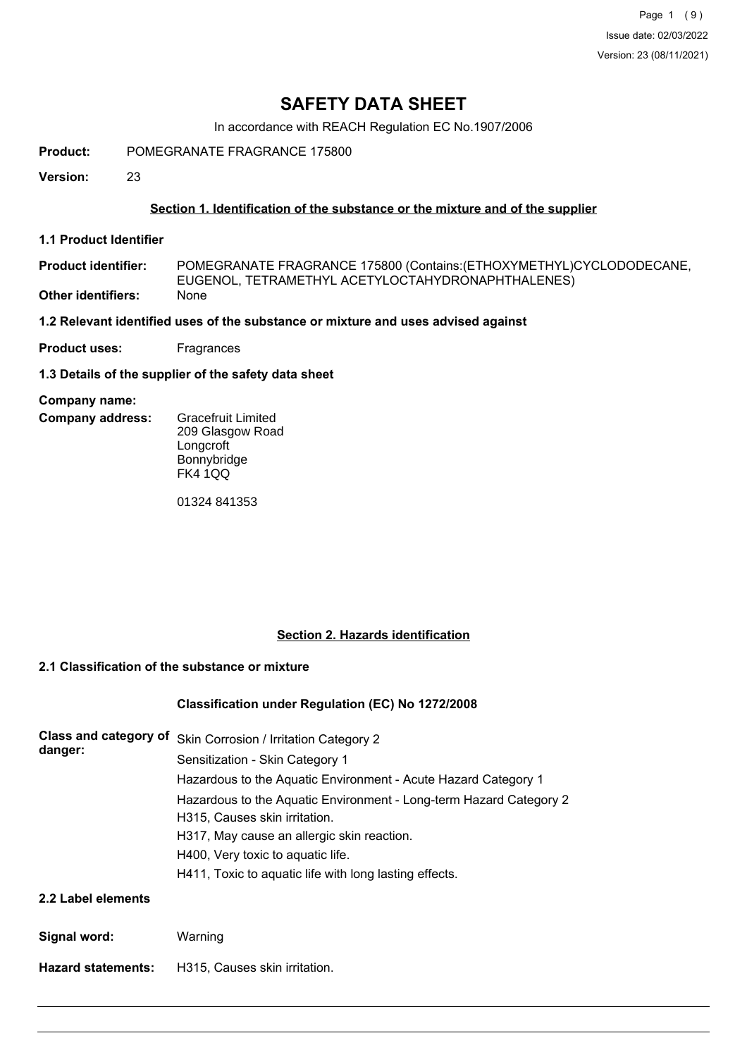# SAFETY DATA SHEET

In accordance with REACH Regulation EC No.1907/2006

**Product:** POMEGRANATE FRAGRANCE 175800

**Version:** 23

## Section 1. Identification of the substance or the mixture and of the supplier

### 1.1 Product Identifier

**Product identifier:** POMEGRANATE FRAGRANCE 175800 (Contains:(ETHOXYMETHYL)CYCLODODECANE, EUGENOL, TETRAMETHYL ACETYLOCTAHYDRONAPHTHALENES)

**Other identifiers:** None

### 1.2 Relevant identified uses of the substance or mixture and uses advised against

**Product uses:** Fragrances

### 1.3 Details of the supplier of the safety data sheet

**Company name:**

**Company address:** Gracefruit Limited
209 Glasgow Road
Longcroft
Bonnybridge
FK4 1QQ

01324 841353

## Section 2. Hazards identification

### 2.1 Classification of the substance or mixture

**Classification under Regulation (EC) No 1272/2008**

**Class and category of danger:**
Skin Corrosion / Irritation Category 2
Sensitization - Skin Category 1
Hazardous to the Aquatic Environment - Acute Hazard Category 1
Hazardous to the Aquatic Environment - Long-term Hazard Category 2
H315, Causes skin irritation.
H317, May cause an allergic skin reaction.
H400, Very toxic to aquatic life.
H411, Toxic to aquatic life with long lasting effects.

### 2.2 Label elements

**Signal word:** Warning

**Hazard statements:** H315, Causes skin irritation.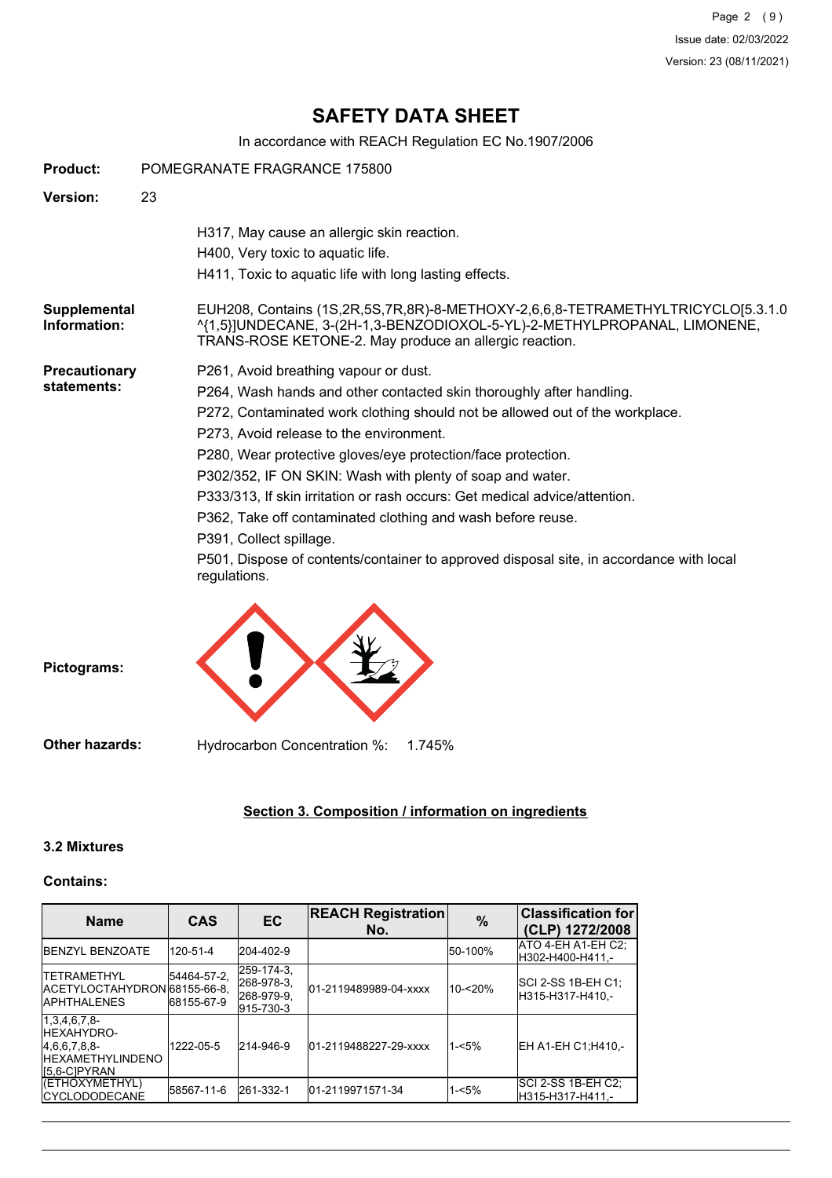# SAFETY DATA SHEET

In accordance with REACH Regulation EC No.1907/2006

**Product:** POMEGRANATE FRAGRANCE 175800

**Version:** 23

H317, May cause an allergic skin reaction.
H400, Very toxic to aquatic life.
H411, Toxic to aquatic life with long lasting effects.

**Supplemental Information:** EUH208, Contains (1S,2R,5S,7R,8R)-8-METHOXY-2,6,6,8-TETRAMETHYLTRICYCLO[5.3.1.0 ^{1,5}]UNDECANE, 3-(2H-1,3-BENZODIOXOL-5-YL)-2-METHYLPROPANAL, LIMONENE, TRANS-ROSE KETONE-2. May produce an allergic reaction.

**Precautionary statements:**

P261, Avoid breathing vapour or dust.
P264, Wash hands and other contacted skin thoroughly after handling.
P272, Contaminated work clothing should not be allowed out of the workplace.
P273, Avoid release to the environment.
P280, Wear protective gloves/eye protection/face protection.
P302/352, IF ON SKIN: Wash with plenty of soap and water.
P333/313, If skin irritation or rash occurs: Get medical advice/attention.
P362, Take off contaminated clothing and wash before reuse.
P391, Collect spillage.
P501, Dispose of contents/container to approved disposal site, in accordance with local regulations.

**Pictograms:**

**Other hazards:** Hydrocarbon Concentration %: 1.745%

## Section 3. Composition / information on ingredients

### 3.2 Mixtures

**Contains:**

| Name | CAS | EC | REACH Registration No. | % | Classification for (CLP) 1272/2008 |
|---|---|---|---|---|---|
| BENZYL BENZOATE | 120-51-4 | 204-402-9 | | 50-100% | ATO 4-EH A1-EH C2;H302-H400-H411,- |
| TETRAMETHYL ACETYLOCTAHYDRONAPHTHALENES | 54464-57-2, 68155-66-8, 68155-67-9 | 259-174-3, 268-978-3, 268-979-9, 915-730-3 | 01-2119489989-04-xxxx | 10-<20% | SCI 2-SS 1B-EH C1;H315-H317-H410,- |
| 1,3,4,6,7,8-HEXAHYDRO-4,6,6,7,8,8-HEXAMETHYLINDENO[5,6-C]PYRAN | 1222-05-5 | 214-946-9 | 01-2119488227-29-xxxx | 1-<5% | EH A1-EH C1;H410,- |
| (ETHOXYMETHYL) CYCLODODECANE | 58567-11-6 | 261-332-1 | 01-2119971571-34 | 1-<5% | SCI 2-SS 1B-EH C2;H315-H317-H411,- |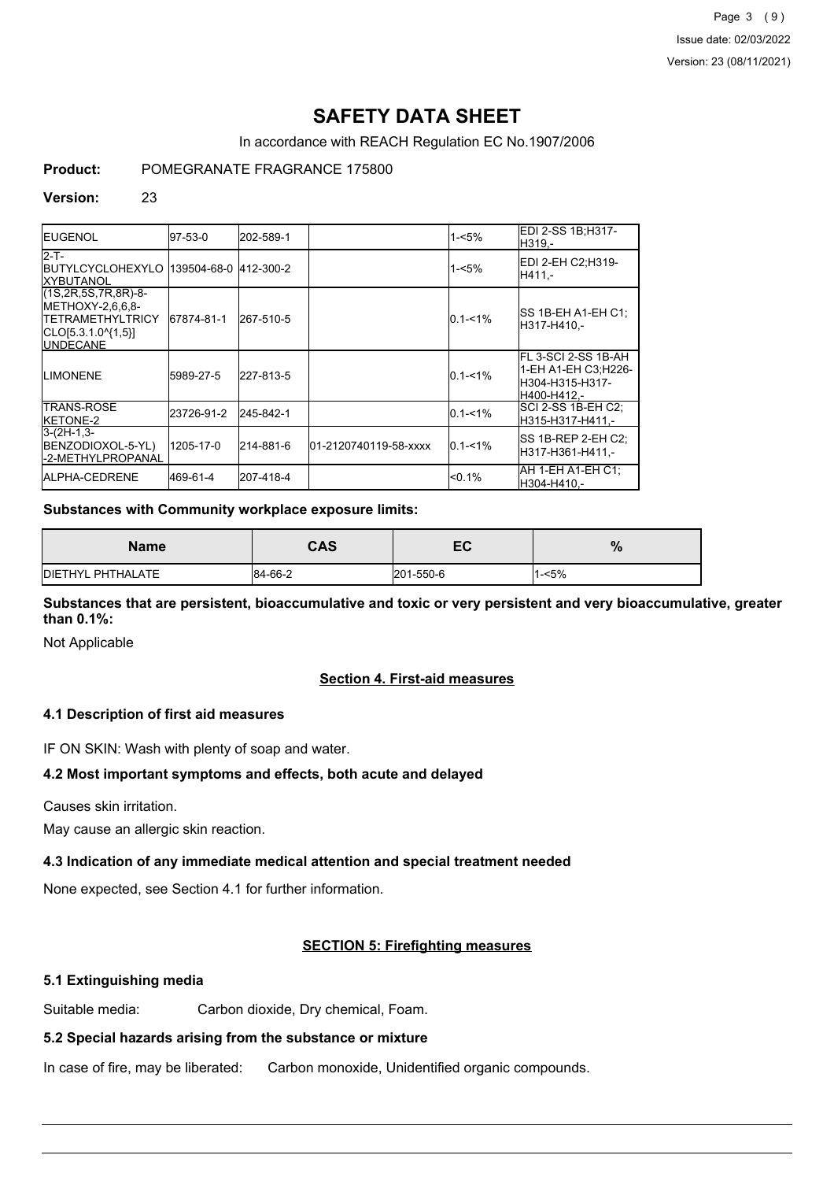# SAFETY DATA SHEET

In accordance with REACH Regulation EC No.1907/2006

**Product:** POMEGRANATE FRAGRANCE 175800

**Version:** 23

| | | | | | |
|---|---|---|---|---|---|
| EUGENOL | 97-53-0 | 202-589-1 | | 1-<5% | EDI 2-SS 1B;H317-H319,- |
| 2-T-BUTYLCYCLOHEXYLOXYBUTANOL | 139504-68-0 | 412-300-2 | | 1-<5% | EDI 2-EH C2;H319-H411,- |
| (1S,2R,5S,7R,8R)-8-METHOXY-2,6,6,8-TETRAMETHYLTRICYCLO[5.3.1.0^{1,5}]UNDECANE | 67874-81-1 | 267-510-5 | | 0.1-<1% | SS 1B-EH A1-EH C1;H317-H410,- |
| LIMONENE | 5989-27-5 | 227-813-5 | | 0.1-<1% | FL 3-SCI 2-SS 1B-AH 1-EH A1-EH C3;H226-H304-H315-H317-H400-H412,- |
| TRANS-ROSE KETONE-2 | 23726-91-2 | 245-842-1 | | 0.1-<1% | SCI 2-SS 1B-EH C2;H315-H317-H411,- |
| 3-(2H-1,3-BENZODIOXOL-5-YL)-2-METHYLPROPANAL | 1205-17-0 | 214-881-6 | 01-2120740119-58-xxxx | 0.1-<1% | SS 1B-REP 2-EH C2;H317-H361-H411,- |
| ALPHA-CEDRENE | 469-61-4 | 207-418-4 | | <0.1% | AH 1-EH A1-EH C1;H304-H410,- |

**Substances with Community workplace exposure limits:**

| Name | CAS | EC | % |
|---|---|---|---|
| DIETHYL PHTHALATE | 84-66-2 | 201-550-6 | 1-<5% |

**Substances that are persistent, bioaccumulative and toxic or very persistent and very bioaccumulative, greater than 0.1%:**

Not Applicable

## Section 4. First-aid measures

### 4.1 Description of first aid measures

IF ON SKIN: Wash with plenty of soap and water.

### 4.2 Most important symptoms and effects, both acute and delayed

Causes skin irritation.

May cause an allergic skin reaction.

### 4.3 Indication of any immediate medical attention and special treatment needed

None expected, see Section 4.1 for further information.

## SECTION 5: Firefighting measures

### 5.1 Extinguishing media

Suitable media: Carbon dioxide, Dry chemical, Foam.

### 5.2 Special hazards arising from the substance or mixture

In case of fire, may be liberated: Carbon monoxide, Unidentified organic compounds.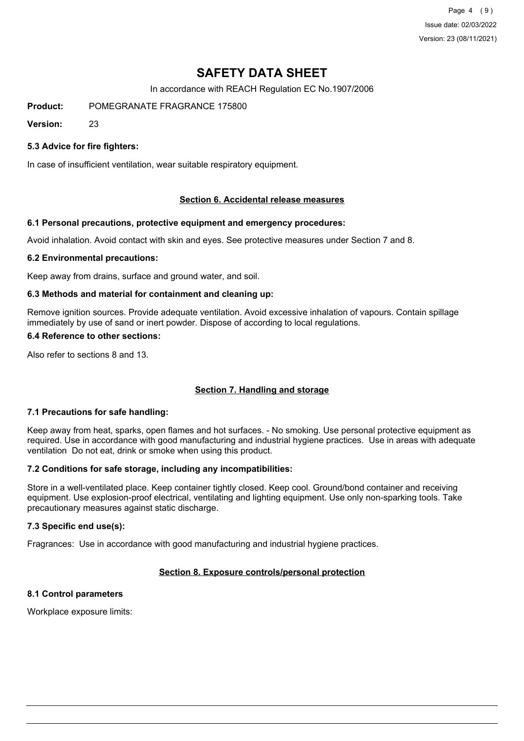# SAFETY DATA SHEET

In accordance with REACH Regulation EC No.1907/2006

**Product:** POMEGRANATE FRAGRANCE 175800

**Version:** 23

### 5.3 Advice for fire fighters:

In case of insufficient ventilation, wear suitable respiratory equipment.

## Section 6. Accidental release measures

### 6.1 Personal precautions, protective equipment and emergency procedures:

Avoid inhalation. Avoid contact with skin and eyes. See protective measures under Section 7 and 8.

### 6.2 Environmental precautions:

Keep away from drains, surface and ground water, and soil.

### 6.3 Methods and material for containment and cleaning up:

Remove ignition sources. Provide adequate ventilation. Avoid excessive inhalation of vapours. Contain spillage immediately by use of sand or inert powder. Dispose of according to local regulations.

### 6.4 Reference to other sections:

Also refer to sections 8 and 13.

## Section 7. Handling and storage

### 7.1 Precautions for safe handling:

Keep away from heat, sparks, open flames and hot surfaces. - No smoking. Use personal protective equipment as required. Use in accordance with good manufacturing and industrial hygiene practices. Use in areas with adequate ventilation Do not eat, drink or smoke when using this product.

### 7.2 Conditions for safe storage, including any incompatibilities:

Store in a well-ventilated place. Keep container tightly closed. Keep cool. Ground/bond container and receiving equipment. Use explosion-proof electrical, ventilating and lighting equipment. Use only non-sparking tools. Take precautionary measures against static discharge.

### 7.3 Specific end use(s):

Fragrances: Use in accordance with good manufacturing and industrial hygiene practices.

## Section 8. Exposure controls/personal protection

### 8.1 Control parameters

Workplace exposure limits: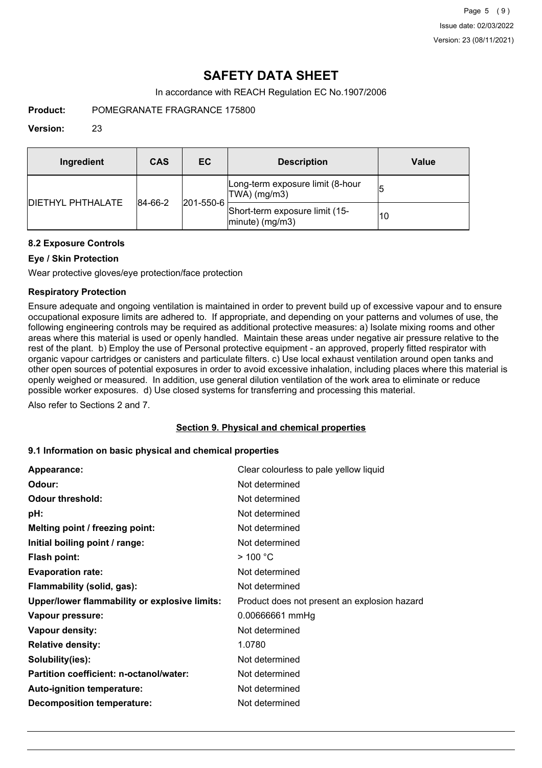# SAFETY DATA SHEET

In accordance with REACH Regulation EC No.1907/2006

**Product:** POMEGRANATE FRAGRANCE 175800

**Version:** 23

| Ingredient | CAS | EC | Description | Value |
|---|---|---|---|---|
| DIETHYL PHTHALATE | 84-66-2 | 201-550-6 | Long-term exposure limit (8-hour TWA) (mg/m3) | 5 |
| | | | Short-term exposure limit (15-minute) (mg/m3) | 10 |

### 8.2 Exposure Controls

#### Eye / Skin Protection

Wear protective gloves/eye protection/face protection

#### Respiratory Protection

Ensure adequate and ongoing ventilation is maintained in order to prevent build up of excessive vapour and to ensure occupational exposure limits are adhered to. If appropriate, and depending on your patterns and volumes of use, the following engineering controls may be required as additional protective measures: a) Isolate mixing rooms and other areas where this material is used or openly handled. Maintain these areas under negative air pressure relative to the rest of the plant. b) Employ the use of Personal protective equipment - an approved, properly fitted respirator with organic vapour cartridges or canisters and particulate filters. c) Use local exhaust ventilation around open tanks and other open sources of potential exposures in order to avoid excessive inhalation, including places where this material is openly weighed or measured. In addition, use general dilution ventilation of the work area to eliminate or reduce possible worker exposures. d) Use closed systems for transferring and processing this material.

Also refer to Sections 2 and 7.

## Section 9. Physical and chemical properties

### 9.1 Information on basic physical and chemical properties

| | |
|---|---|
| **Appearance:** | Clear colourless to pale yellow liquid |
| **Odour:** | Not determined |
| **Odour threshold:** | Not determined |
| **pH:** | Not determined |
| **Melting point / freezing point:** | Not determined |
| **Initial boiling point / range:** | Not determined |
| **Flash point:** | > 100 °C |
| **Evaporation rate:** | Not determined |
| **Flammability (solid, gas):** | Not determined |
| **Upper/lower flammability or explosive limits:** | Product does not present an explosion hazard |
| **Vapour pressure:** | 0.00666661 mmHg |
| **Vapour density:** | Not determined |
| **Relative density:** | 1.0780 |
| **Solubility(ies):** | Not determined |
| **Partition coefficient: n-octanol/water:** | Not determined |
| **Auto-ignition temperature:** | Not determined |
| **Decomposition temperature:** | Not determined |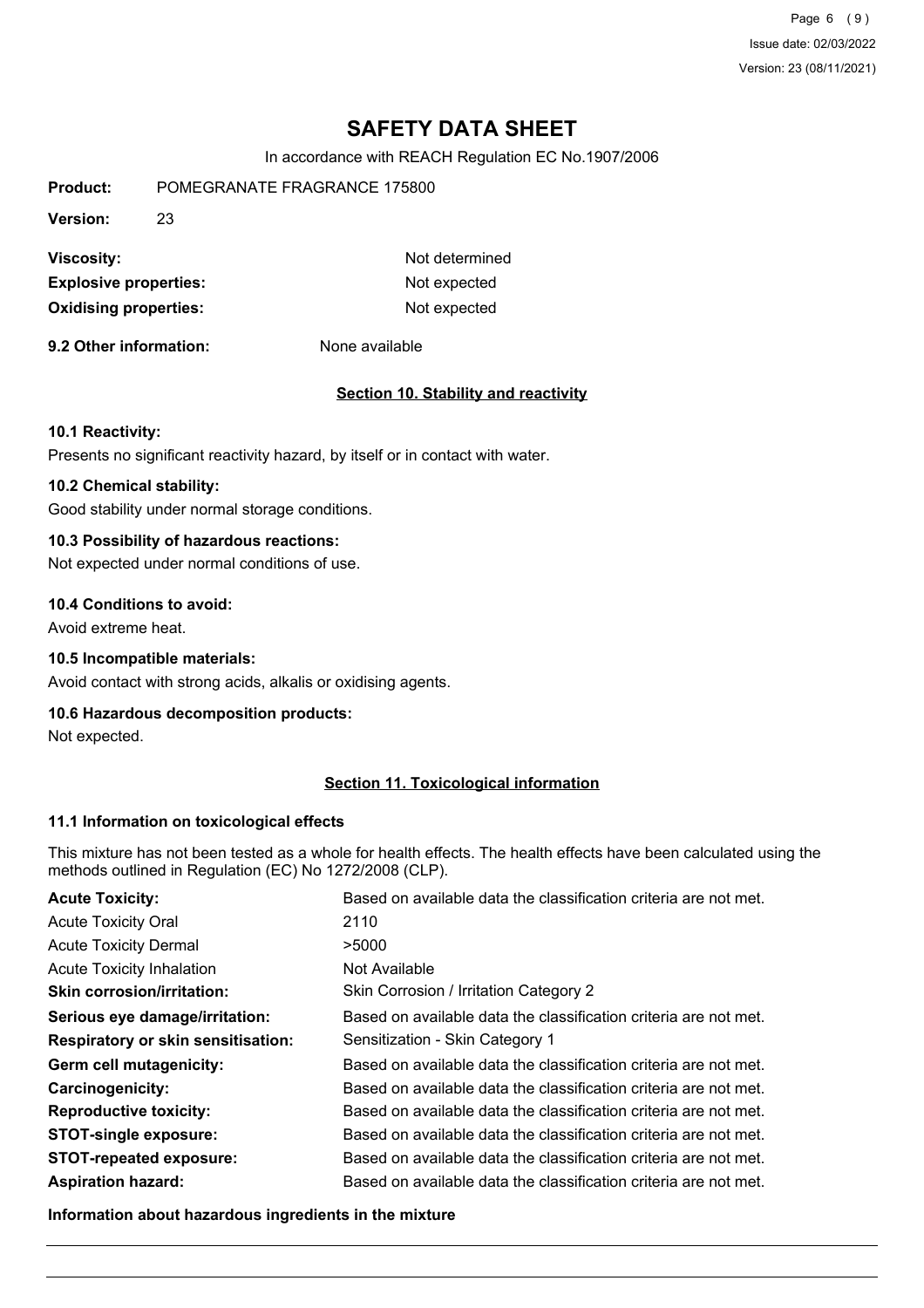| | |
|---|---|
| **Viscosity:** | Not determined |
| **Explosive properties:** | Not expected |
| **Oxidising properties:** | Not expected |

**9.2 Other information:** None available

## Section 10. Stability and reactivity

**10.1 Reactivity:**

Presents no significant reactivity hazard, by itself or in contact with water.

**10.2 Chemical stability:**

Good stability under normal storage conditions.

**10.3 Possibility of hazardous reactions:**

Not expected under normal conditions of use.

**10.4 Conditions to avoid:**

Avoid extreme heat.

**10.5 Incompatible materials:**

Avoid contact with strong acids, alkalis or oxidising agents.

**10.6 Hazardous decomposition products:**

Not expected.

## Section 11. Toxicological information

**11.1 Information on toxicological effects**

This mixture has not been tested as a whole for health effects. The health effects have been calculated using the methods outlined in Regulation (EC) No 1272/2008 (CLP).

| | |
|---|---|
| **Acute Toxicity:** | Based on available data the classification criteria are not met. |
| Acute Toxicity Oral | 2110 |
| Acute Toxicity Dermal | >5000 |
| Acute Toxicity Inhalation | Not Available |
| **Skin corrosion/irritation:** | Skin Corrosion / Irritation Category 2 |
| **Serious eye damage/irritation:** | Based on available data the classification criteria are not met. |
| **Respiratory or skin sensitisation:** | Sensitization - Skin Category 1 |
| **Germ cell mutagenicity:** | Based on available data the classification criteria are not met. |
| **Carcinogenicity:** | Based on available data the classification criteria are not met. |
| **Reproductive toxicity:** | Based on available data the classification criteria are not met. |
| **STOT-single exposure:** | Based on available data the classification criteria are not met. |
| **STOT-repeated exposure:** | Based on available data the classification criteria are not met. |
| **Aspiration hazard:** | Based on available data the classification criteria are not met. |

**Information about hazardous ingredients in the mixture**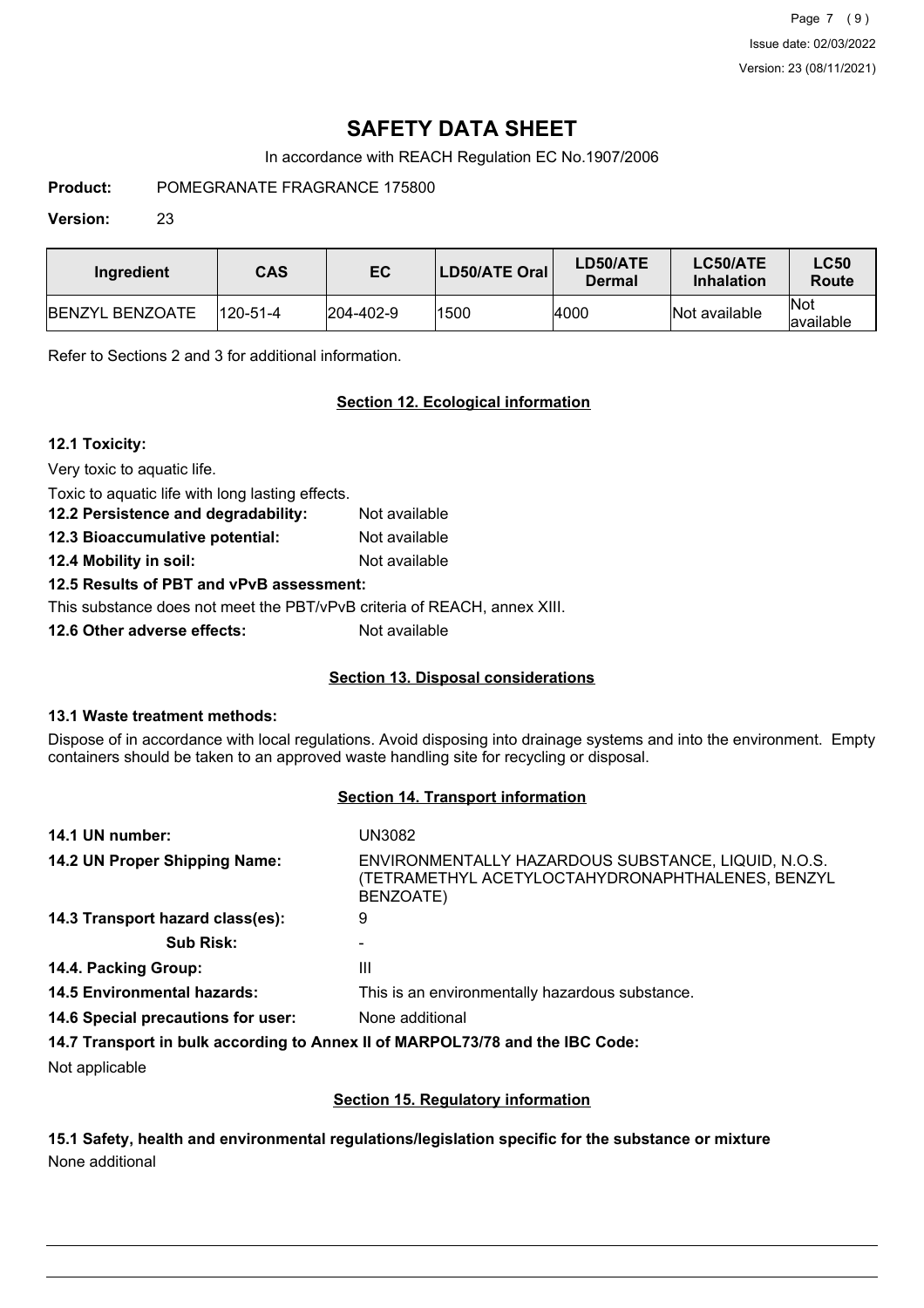# SAFETY DATA SHEET

In accordance with REACH Regulation EC No.1907/2006

**Product:** POMEGRANATE FRAGRANCE 175800

**Version:** 23

| Ingredient | CAS | EC | LD50/ATE Oral | LD50/ATE Dermal | LC50/ATE Inhalation | LC50 Route |
|---|---|---|---|---|---|---|
| BENZYL BENZOATE | 120-51-4 | 204-402-9 | 1500 | 4000 | Not available | Not available |

Refer to Sections 2 and 3 for additional information.

## Section 12. Ecological information

**12.1 Toxicity:**

Very toxic to aquatic life.

Toxic to aquatic life with long lasting effects.

**12.2 Persistence and degradability:** Not available

**12.3 Bioaccumulative potential:** Not available

**12.4 Mobility in soil:** Not available

**12.5 Results of PBT and vPvB assessment:**

This substance does not meet the PBT/vPvB criteria of REACH, annex XIII.

**12.6 Other adverse effects:** Not available

## Section 13. Disposal considerations

**13.1 Waste treatment methods:**

Dispose of in accordance with local regulations. Avoid disposing into drainage systems and into the environment. Empty containers should be taken to an approved waste handling site for recycling or disposal.

## Section 14. Transport information

**14.1 UN number:** UN3082

**14.2 UN Proper Shipping Name:** ENVIRONMENTALLY HAZARDOUS SUBSTANCE, LIQUID, N.O.S. (TETRAMETHYL ACETYLOCTAHYDRONAPHTHALENES, BENZYL BENZOATE)

**14.3 Transport hazard class(es):** 9

**Sub Risk:** -

**14.4. Packing Group:** III

**14.5 Environmental hazards:** This is an environmentally hazardous substance.

**14.6 Special precautions for user:** None additional

**14.7 Transport in bulk according to Annex II of MARPOL73/78 and the IBC Code:**

Not applicable

## Section 15. Regulatory information

**15.1 Safety, health and environmental regulations/legislation specific for the substance or mixture**

None additional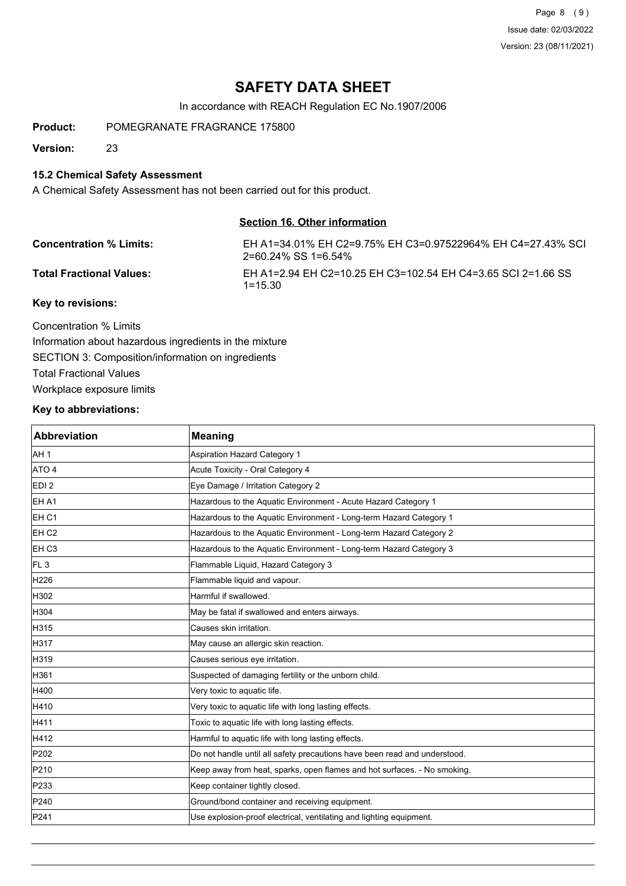# SAFETY DATA SHEET

In accordance with REACH Regulation EC No.1907/2006

**Product:** POMEGRANATE FRAGRANCE 175800

**Version:** 23

### 15.2 Chemical Safety Assessment

A Chemical Safety Assessment has not been carried out for this product.

## Section 16. Other information

**Concentration % Limits:** EH A1=34.01% EH C2=9.75% EH C3=0.97522964% EH C4=27.43% SCI 2=60.24% SS 1=6.54%

**Total Fractional Values:** EH A1=2.94 EH C2=10.25 EH C3=102.54 EH C4=3.65 SCI 2=1.66 SS 1=15.30

### Key to revisions:

Concentration % Limits

Information about hazardous ingredients in the mixture

SECTION 3: Composition/information on ingredients

Total Fractional Values

Workplace exposure limits

### Key to abbreviations:

| Abbreviation | Meaning |
|---|---|
| AH 1 | Aspiration Hazard Category 1 |
| ATO 4 | Acute Toxicity - Oral Category 4 |
| EDI 2 | Eye Damage / Irritation Category 2 |
| EH A1 | Hazardous to the Aquatic Environment - Acute Hazard Category 1 |
| EH C1 | Hazardous to the Aquatic Environment - Long-term Hazard Category 1 |
| EH C2 | Hazardous to the Aquatic Environment - Long-term Hazard Category 2 |
| EH C3 | Hazardous to the Aquatic Environment - Long-term Hazard Category 3 |
| FL 3 | Flammable Liquid, Hazard Category 3 |
| H226 | Flammable liquid and vapour. |
| H302 | Harmful if swallowed. |
| H304 | May be fatal if swallowed and enters airways. |
| H315 | Causes skin irritation. |
| H317 | May cause an allergic skin reaction. |
| H319 | Causes serious eye irritation. |
| H361 | Suspected of damaging fertility or the unborn child. |
| H400 | Very toxic to aquatic life. |
| H410 | Very toxic to aquatic life with long lasting effects. |
| H411 | Toxic to aquatic life with long lasting effects. |
| H412 | Harmful to aquatic life with long lasting effects. |
| P202 | Do not handle until all safety precautions have been read and understood. |
| P210 | Keep away from heat, sparks, open flames and hot surfaces. - No smoking. |
| P233 | Keep container tightly closed. |
| P240 | Ground/bond container and receiving equipment. |
| P241 | Use explosion-proof electrical, ventilating and lighting equipment. |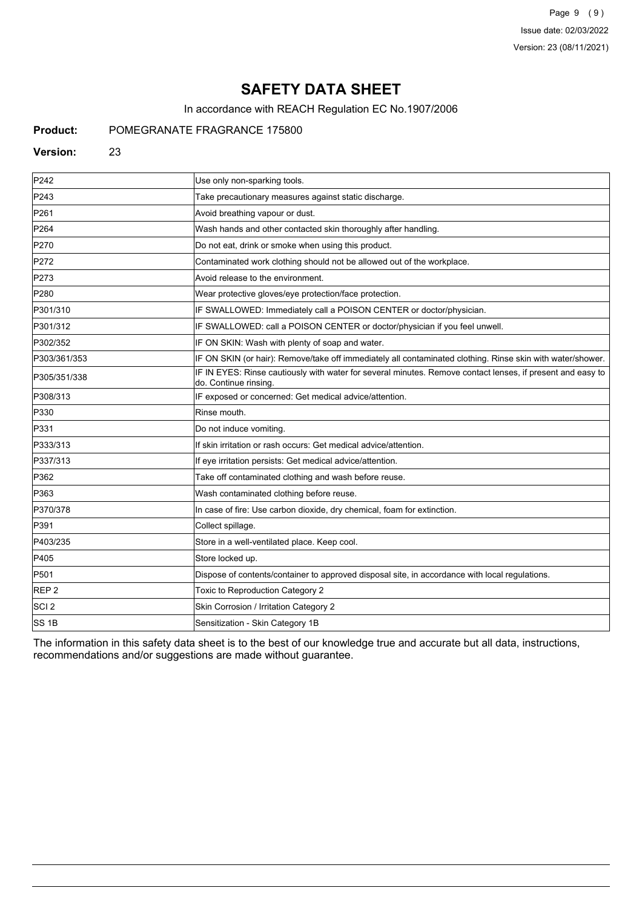# SAFETY DATA SHEET

In accordance with REACH Regulation EC No.1907/2006

**Product:** POMEGRANATE FRAGRANCE 175800

**Version:** 23

| | |
|---|---|
| P242 | Use only non-sparking tools. |
| P243 | Take precautionary measures against static discharge. |
| P261 | Avoid breathing vapour or dust. |
| P264 | Wash hands and other contacted skin thoroughly after handling. |
| P270 | Do not eat, drink or smoke when using this product. |
| P272 | Contaminated work clothing should not be allowed out of the workplace. |
| P273 | Avoid release to the environment. |
| P280 | Wear protective gloves/eye protection/face protection. |
| P301/310 | IF SWALLOWED: Immediately call a POISON CENTER or doctor/physician. |
| P301/312 | IF SWALLOWED: call a POISON CENTER or doctor/physician if you feel unwell. |
| P302/352 | IF ON SKIN: Wash with plenty of soap and water. |
| P303/361/353 | IF ON SKIN (or hair): Remove/take off immediately all contaminated clothing. Rinse skin with water/shower. |
| P305/351/338 | IF IN EYES: Rinse cautiously with water for several minutes. Remove contact lenses, if present and easy to do. Continue rinsing. |
| P308/313 | IF exposed or concerned: Get medical advice/attention. |
| P330 | Rinse mouth. |
| P331 | Do not induce vomiting. |
| P333/313 | If skin irritation or rash occurs: Get medical advice/attention. |
| P337/313 | If eye irritation persists: Get medical advice/attention. |
| P362 | Take off contaminated clothing and wash before reuse. |
| P363 | Wash contaminated clothing before reuse. |
| P370/378 | In case of fire: Use carbon dioxide, dry chemical, foam for extinction. |
| P391 | Collect spillage. |
| P403/235 | Store in a well-ventilated place. Keep cool. |
| P405 | Store locked up. |
| P501 | Dispose of contents/container to approved disposal site, in accordance with local regulations. |
| REP 2 | Toxic to Reproduction Category 2 |
| SCI 2 | Skin Corrosion / Irritation Category 2 |
| SS 1B | Sensitization - Skin Category 1B |

The information in this safety data sheet is to the best of our knowledge true and accurate but all data, instructions, recommendations and/or suggestions are made without guarantee.